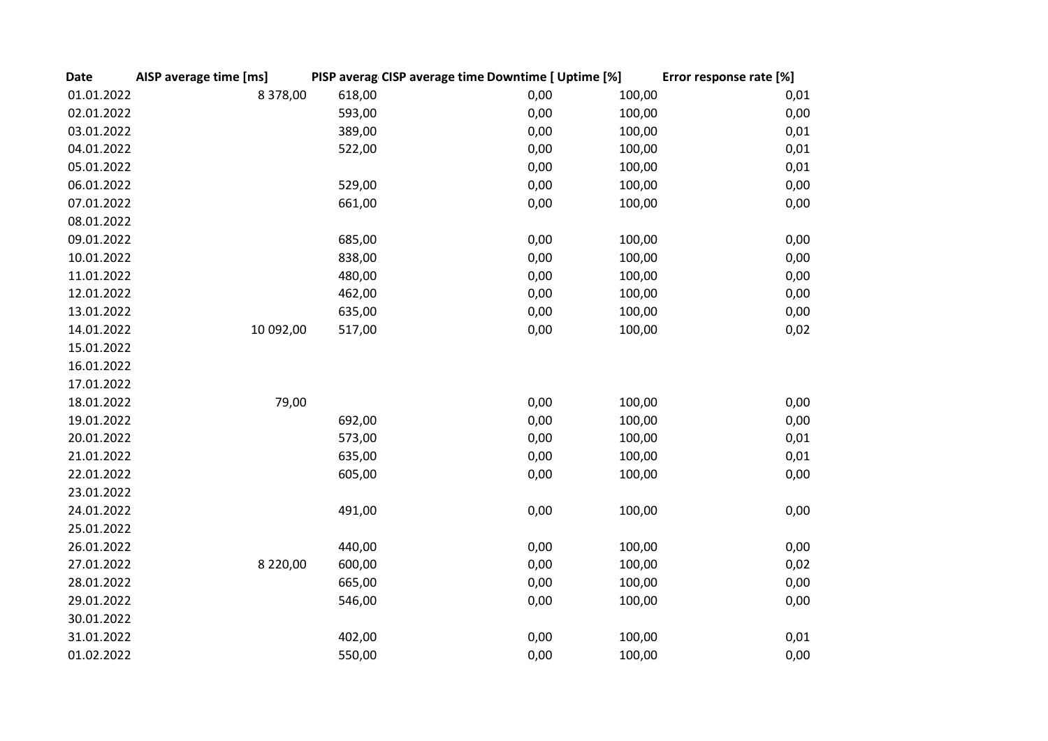| Date | AISP average time [ms] | PISP averag | CISP average time | Downtime [ | Uptime [%] | Error response rate [%] |
|---|---|---|---|---|---|---|
| 01.01.2022 | 8 378,00 | 618,00 | | 0,00 | 100,00 | 0,01 |
| 02.01.2022 | | 593,00 | | 0,00 | 100,00 | 0,00 |
| 03.01.2022 | | 389,00 | | 0,00 | 100,00 | 0,01 |
| 04.01.2022 | | 522,00 | | 0,00 | 100,00 | 0,01 |
| 05.01.2022 | | | | 0,00 | 100,00 | 0,01 |
| 06.01.2022 | | 529,00 | | 0,00 | 100,00 | 0,00 |
| 07.01.2022 | | 661,00 | | 0,00 | 100,00 | 0,00 |
| 08.01.2022 | | | | | | |
| 09.01.2022 | | 685,00 | | 0,00 | 100,00 | 0,00 |
| 10.01.2022 | | 838,00 | | 0,00 | 100,00 | 0,00 |
| 11.01.2022 | | 480,00 | | 0,00 | 100,00 | 0,00 |
| 12.01.2022 | | 462,00 | | 0,00 | 100,00 | 0,00 |
| 13.01.2022 | | 635,00 | | 0,00 | 100,00 | 0,00 |
| 14.01.2022 | 10 092,00 | 517,00 | | 0,00 | 100,00 | 0,02 |
| 15.01.2022 | | | | | | |
| 16.01.2022 | | | | | | |
| 17.01.2022 | | | | | | |
| 18.01.2022 | 79,00 | | | 0,00 | 100,00 | 0,00 |
| 19.01.2022 | | 692,00 | | 0,00 | 100,00 | 0,00 |
| 20.01.2022 | | 573,00 | | 0,00 | 100,00 | 0,01 |
| 21.01.2022 | | 635,00 | | 0,00 | 100,00 | 0,01 |
| 22.01.2022 | | 605,00 | | 0,00 | 100,00 | 0,00 |
| 23.01.2022 | | | | | | |
| 24.01.2022 | | 491,00 | | 0,00 | 100,00 | 0,00 |
| 25.01.2022 | | | | | | |
| 26.01.2022 | | 440,00 | | 0,00 | 100,00 | 0,00 |
| 27.01.2022 | 8 220,00 | 600,00 | | 0,00 | 100,00 | 0,02 |
| 28.01.2022 | | 665,00 | | 0,00 | 100,00 | 0,00 |
| 29.01.2022 | | 546,00 | | 0,00 | 100,00 | 0,00 |
| 30.01.2022 | | | | | | |
| 31.01.2022 | | 402,00 | | 0,00 | 100,00 | 0,01 |
| 01.02.2022 | | 550,00 | | 0,00 | 100,00 | 0,00 |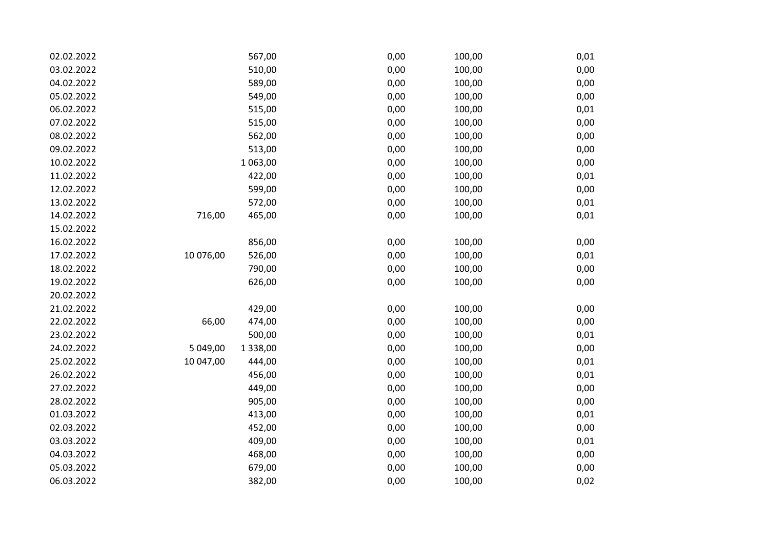| | | | | | |
|---|---|---|---|---|---|
| 02.02.2022 | | 567,00 | 0,00 | 100,00 | 0,01 |
| 03.02.2022 | | 510,00 | 0,00 | 100,00 | 0,00 |
| 04.02.2022 | | 589,00 | 0,00 | 100,00 | 0,00 |
| 05.02.2022 | | 549,00 | 0,00 | 100,00 | 0,00 |
| 06.02.2022 | | 515,00 | 0,00 | 100,00 | 0,01 |
| 07.02.2022 | | 515,00 | 0,00 | 100,00 | 0,00 |
| 08.02.2022 | | 562,00 | 0,00 | 100,00 | 0,00 |
| 09.02.2022 | | 513,00 | 0,00 | 100,00 | 0,00 |
| 10.02.2022 | | 1 063,00 | 0,00 | 100,00 | 0,00 |
| 11.02.2022 | | 422,00 | 0,00 | 100,00 | 0,01 |
| 12.02.2022 | | 599,00 | 0,00 | 100,00 | 0,00 |
| 13.02.2022 | | 572,00 | 0,00 | 100,00 | 0,01 |
| 14.02.2022 | 716,00 | 465,00 | 0,00 | 100,00 | 0,01 |
| 15.02.2022 | | | | | |
| 16.02.2022 | | 856,00 | 0,00 | 100,00 | 0,00 |
| 17.02.2022 | 10 076,00 | 526,00 | 0,00 | 100,00 | 0,01 |
| 18.02.2022 | | 790,00 | 0,00 | 100,00 | 0,00 |
| 19.02.2022 | | 626,00 | 0,00 | 100,00 | 0,00 |
| 20.02.2022 | | | | | |
| 21.02.2022 | | 429,00 | 0,00 | 100,00 | 0,00 |
| 22.02.2022 | 66,00 | 474,00 | 0,00 | 100,00 | 0,00 |
| 23.02.2022 | | 500,00 | 0,00 | 100,00 | 0,01 |
| 24.02.2022 | 5 049,00 | 1 338,00 | 0,00 | 100,00 | 0,00 |
| 25.02.2022 | 10 047,00 | 444,00 | 0,00 | 100,00 | 0,01 |
| 26.02.2022 | | 456,00 | 0,00 | 100,00 | 0,01 |
| 27.02.2022 | | 449,00 | 0,00 | 100,00 | 0,00 |
| 28.02.2022 | | 905,00 | 0,00 | 100,00 | 0,00 |
| 01.03.2022 | | 413,00 | 0,00 | 100,00 | 0,01 |
| 02.03.2022 | | 452,00 | 0,00 | 100,00 | 0,00 |
| 03.03.2022 | | 409,00 | 0,00 | 100,00 | 0,01 |
| 04.03.2022 | | 468,00 | 0,00 | 100,00 | 0,00 |
| 05.03.2022 | | 679,00 | 0,00 | 100,00 | 0,00 |
| 06.03.2022 | | 382,00 | 0,00 | 100,00 | 0,02 |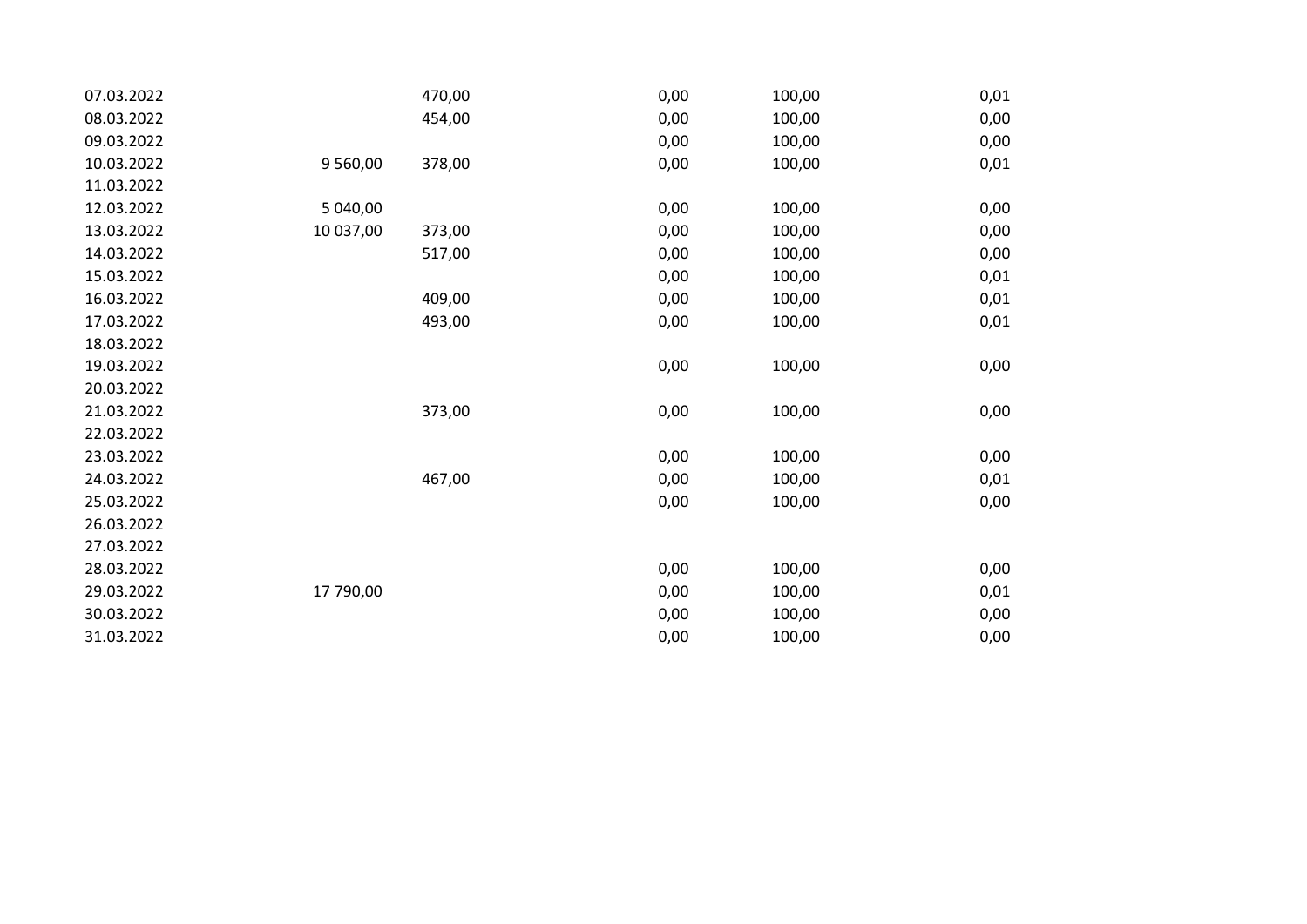| | | | | | |
|---|---|---|---|---|---|
| 07.03.2022 | | 470,00 | 0,00 | 100,00 | 0,01 |
| 08.03.2022 | | 454,00 | 0,00 | 100,00 | 0,00 |
| 09.03.2022 | | | 0,00 | 100,00 | 0,00 |
| 10.03.2022 | 9 560,00 | 378,00 | 0,00 | 100,00 | 0,01 |
| 11.03.2022 | | | | | |
| 12.03.2022 | 5 040,00 | | 0,00 | 100,00 | 0,00 |
| 13.03.2022 | 10 037,00 | 373,00 | 0,00 | 100,00 | 0,00 |
| 14.03.2022 | | 517,00 | 0,00 | 100,00 | 0,00 |
| 15.03.2022 | | | 0,00 | 100,00 | 0,01 |
| 16.03.2022 | | 409,00 | 0,00 | 100,00 | 0,01 |
| 17.03.2022 | | 493,00 | 0,00 | 100,00 | 0,01 |
| 18.03.2022 | | | | | |
| 19.03.2022 | | | 0,00 | 100,00 | 0,00 |
| 20.03.2022 | | | | | |
| 21.03.2022 | | 373,00 | 0,00 | 100,00 | 0,00 |
| 22.03.2022 | | | | | |
| 23.03.2022 | | | 0,00 | 100,00 | 0,00 |
| 24.03.2022 | | 467,00 | 0,00 | 100,00 | 0,01 |
| 25.03.2022 | | | 0,00 | 100,00 | 0,00 |
| 26.03.2022 | | | | | |
| 27.03.2022 | | | | | |
| 28.03.2022 | | | 0,00 | 100,00 | 0,00 |
| 29.03.2022 | 17 790,00 | | 0,00 | 100,00 | 0,01 |
| 30.03.2022 | | | 0,00 | 100,00 | 0,00 |
| 31.03.2022 | | | 0,00 | 100,00 | 0,00 |